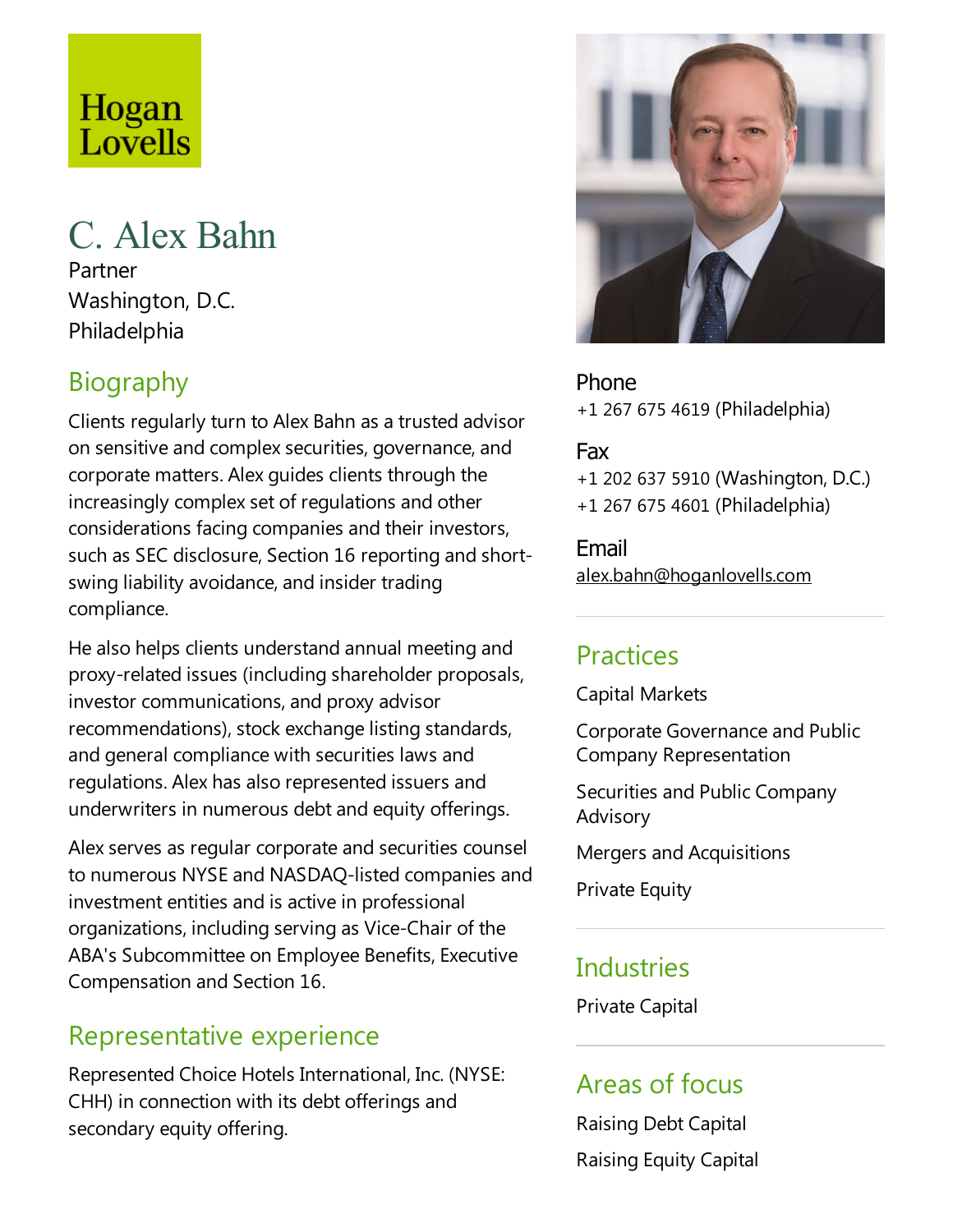Hogan Lovells

# C. Alex Bahn

Partner
Washington, D.C.
Philadelphia

Phone
+1 267 675 4619 (Philadelphia)

Fax
+1 202 637 5910 (Washington, D.C.)
+1 267 675 4601 (Philadelphia)

Email
alex.bahn@hoganlovells.com

## Biography

Clients regularly turn to Alex Bahn as a trusted advisor on sensitive and complex securities, governance, and corporate matters. Alex guides clients through the increasingly complex set of regulations and other considerations facing companies and their investors, such as SEC disclosure, Section 16 reporting and short-swing liability avoidance, and insider trading compliance.

He also helps clients understand annual meeting and proxy-related issues (including shareholder proposals, investor communications, and proxy advisor recommendations), stock exchange listing standards, and general compliance with securities laws and regulations. Alex has also represented issuers and underwriters in numerous debt and equity offerings.

Alex serves as regular corporate and securities counsel to numerous NYSE and NASDAQ-listed companies and investment entities and is active in professional organizations, including serving as Vice-Chair of the ABA's Subcommittee on Employee Benefits, Executive Compensation and Section 16.

## Representative experience

Represented Choice Hotels International, Inc. (NYSE: CHH) in connection with its debt offerings and secondary equity offering.

## Practices

Capital Markets

Corporate Governance and Public Company Representation

Securities and Public Company Advisory

Mergers and Acquisitions

Private Equity

## Industries

Private Capital

## Areas of focus

Raising Debt Capital

Raising Equity Capital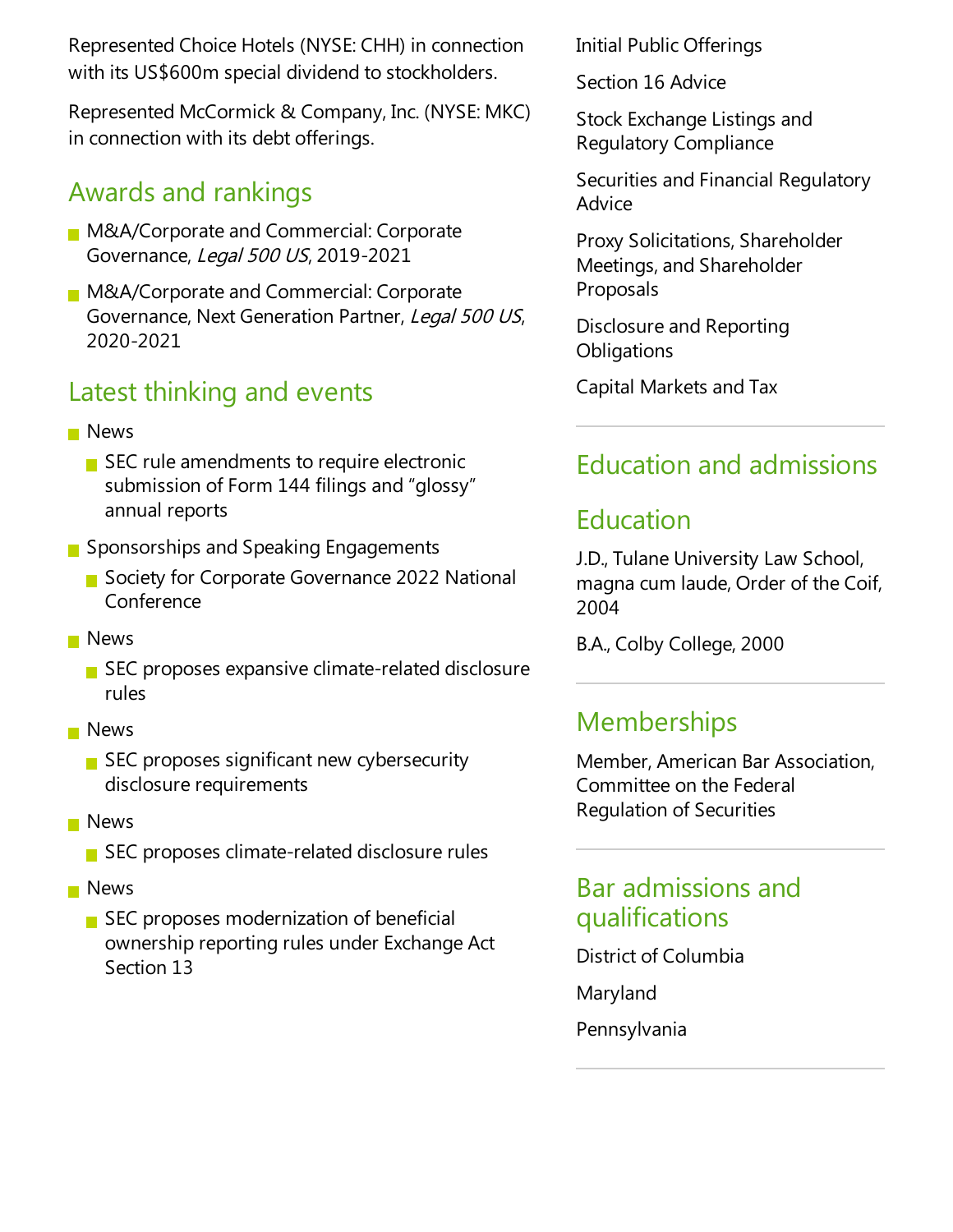Represented Choice Hotels (NYSE: CHH) in connection with its US$600m special dividend to stockholders.

Represented McCormick & Company, Inc. (NYSE: MKC) in connection with its debt offerings.

## Awards and rankings

- M&A/Corporate and Commercial: Corporate Governance, *Legal 500 US*, 2019-2021
- M&A/Corporate and Commercial: Corporate Governance, Next Generation Partner, *Legal 500 US*, 2020-2021

## Latest thinking and events

- News
  - SEC rule amendments to require electronic submission of Form 144 filings and "glossy" annual reports
- Sponsorships and Speaking Engagements
  - Society for Corporate Governance 2022 National Conference
- News
  - SEC proposes expansive climate-related disclosure rules
- News
  - SEC proposes significant new cybersecurity disclosure requirements
- News
  - SEC proposes climate-related disclosure rules
- News
  - SEC proposes modernization of beneficial ownership reporting rules under Exchange Act Section 13

Initial Public Offerings

Section 16 Advice

Stock Exchange Listings and Regulatory Compliance

Securities and Financial Regulatory Advice

Proxy Solicitations, Shareholder Meetings, and Shareholder Proposals

Disclosure and Reporting Obligations

Capital Markets and Tax

## Education and admissions

## Education

J.D., Tulane University Law School, magna cum laude, Order of the Coif, 2004

B.A., Colby College, 2000

## Memberships

Member, American Bar Association, Committee on the Federal Regulation of Securities

## Bar admissions and qualifications

District of Columbia

Maryland

Pennsylvania